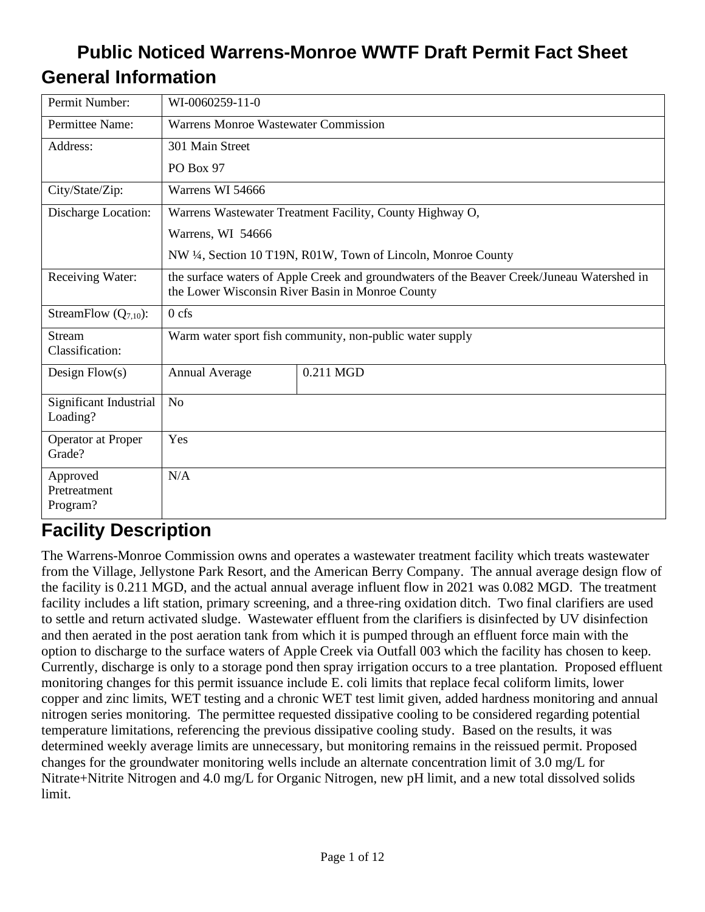# Public Noticed Warrens-Monroe WWTF Draft Permit Fact Sheet

## General Information

| | | |
|---|---|---|
| Permit Number: | WI-0060259-11-0 | |
| Permittee Name: | Warrens Monroe Wastewater Commission | |
| Address: | 301 Main Street<br>PO Box 97 | |
| City/State/Zip: | Warrens WI 54666 | |
| Discharge Location: | Warrens Wastewater Treatment Facility, County Highway O,<br>Warrens, WI 54666<br>NW ¼, Section 10 T19N, R01W, Town of Lincoln, Monroe County | |
| Receiving Water: | the surface waters of Apple Creek and groundwaters of the Beaver Creek/Juneau Watershed in the Lower Wisconsin River Basin in Monroe County | |
| StreamFlow ($Q_{7,10}$): | 0 cfs | |
| Stream Classification: | Warm water sport fish community, non-public water supply | |
| Design Flow(s) | Annual Average | 0.211 MGD |
| Significant Industrial Loading? | No | |
| Operator at Proper Grade? | Yes | |
| Approved Pretreatment Program? | N/A | |

## Facility Description

The Warrens-Monroe Commission owns and operates a wastewater treatment facility which treats wastewater from the Village, Jellystone Park Resort, and the American Berry Company. The annual average design flow of the facility is 0.211 MGD, and the actual annual average influent flow in 2021 was 0.082 MGD. The treatment facility includes a lift station, primary screening, and a three-ring oxidation ditch. Two final clarifiers are used to settle and return activated sludge. Wastewater effluent from the clarifiers is disinfected by UV disinfection and then aerated in the post aeration tank from which it is pumped through an effluent force main with the option to discharge to the surface waters of Apple Creek via Outfall 003 which the facility has chosen to keep. Currently, discharge is only to a storage pond then spray irrigation occurs to a tree plantation. Proposed effluent monitoring changes for this permit issuance include E. coli limits that replace fecal coliform limits, lower copper and zinc limits, WET testing and a chronic WET test limit given, added hardness monitoring and annual nitrogen series monitoring. The permittee requested dissipative cooling to be considered regarding potential temperature limitations, referencing the previous dissipative cooling study. Based on the results, it was determined weekly average limits are unnecessary, but monitoring remains in the reissued permit. Proposed changes for the groundwater monitoring wells include an alternate concentration limit of 3.0 mg/L for Nitrate+Nitrite Nitrogen and 4.0 mg/L for Organic Nitrogen, new pH limit, and a new total dissolved solids limit.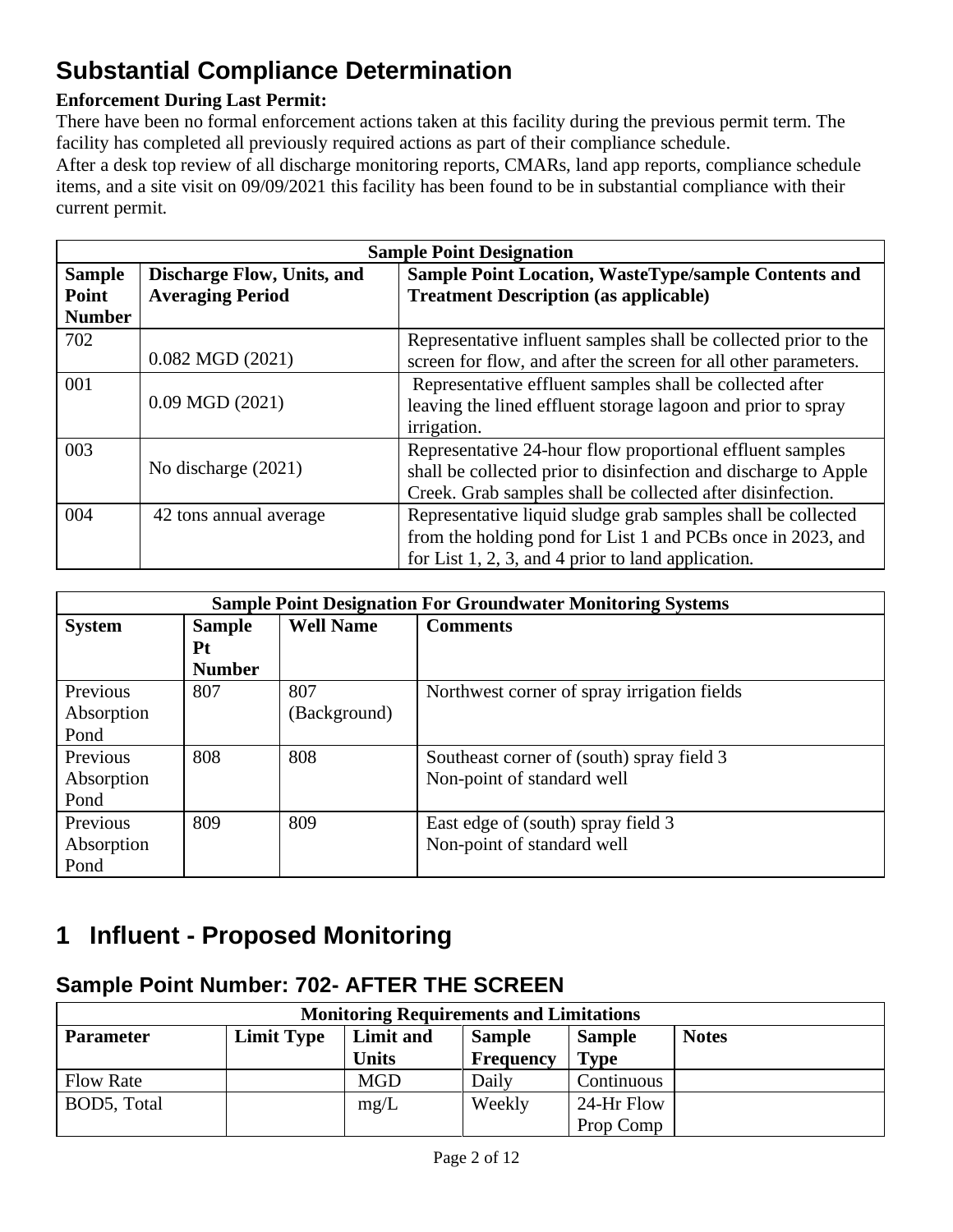# Substantial Compliance Determination

**Enforcement During Last Permit:**

There have been no formal enforcement actions taken at this facility during the previous permit term. The facility has completed all previously required actions as part of their compliance schedule.

After a desk top review of all discharge monitoring reports, CMARs, land app reports, compliance schedule items, and a site visit on 09/09/2021 this facility has been found to be in substantial compliance with their current permit.

| Sample Point Designation | | |
|---|---|---|
| **Sample Point Number** | **Discharge Flow, Units, and Averaging Period** | **Sample Point Location, WasteType/sample Contents and Treatment Description (as applicable)** |
| 702 | 0.082 MGD (2021) | Representative influent samples shall be collected prior to the screen for flow, and after the screen for all other parameters. |
| 001 | 0.09 MGD (2021) | Representative effluent samples shall be collected after leaving the lined effluent storage lagoon and prior to spray irrigation. |
| 003 | No discharge (2021) | Representative 24-hour flow proportional effluent samples shall be collected prior to disinfection and discharge to Apple Creek. Grab samples shall be collected after disinfection. |
| 004 | 42 tons annual average | Representative liquid sludge grab samples shall be collected from the holding pond for List 1 and PCBs once in 2023, and for List 1, 2, 3, and 4 prior to land application. |

| Sample Point Designation For Groundwater Monitoring Systems | | | |
|---|---|---|---|
| **System** | **Sample Pt Number** | **Well Name** | **Comments** |
| Previous Absorption Pond | 807 | 807 (Background) | Northwest corner of spray irrigation fields |
| Previous Absorption Pond | 808 | 808 | Southeast corner of (south) spray field 3 Non-point of standard well |
| Previous Absorption Pond | 809 | 809 | East edge of (south) spray field 3 Non-point of standard well |

# 1 Influent - Proposed Monitoring

## Sample Point Number: 702- AFTER THE SCREEN

| Monitoring Requirements and Limitations | | | | | |
|---|---|---|---|---|---|
| **Parameter** | **Limit Type** | **Limit and Units** | **Sample Frequency** | **Sample Type** | **Notes** |
| Flow Rate | | MGD | Daily | Continuous | |
| BOD5, Total | | mg/L | Weekly | 24-Hr Flow Prop Comp | |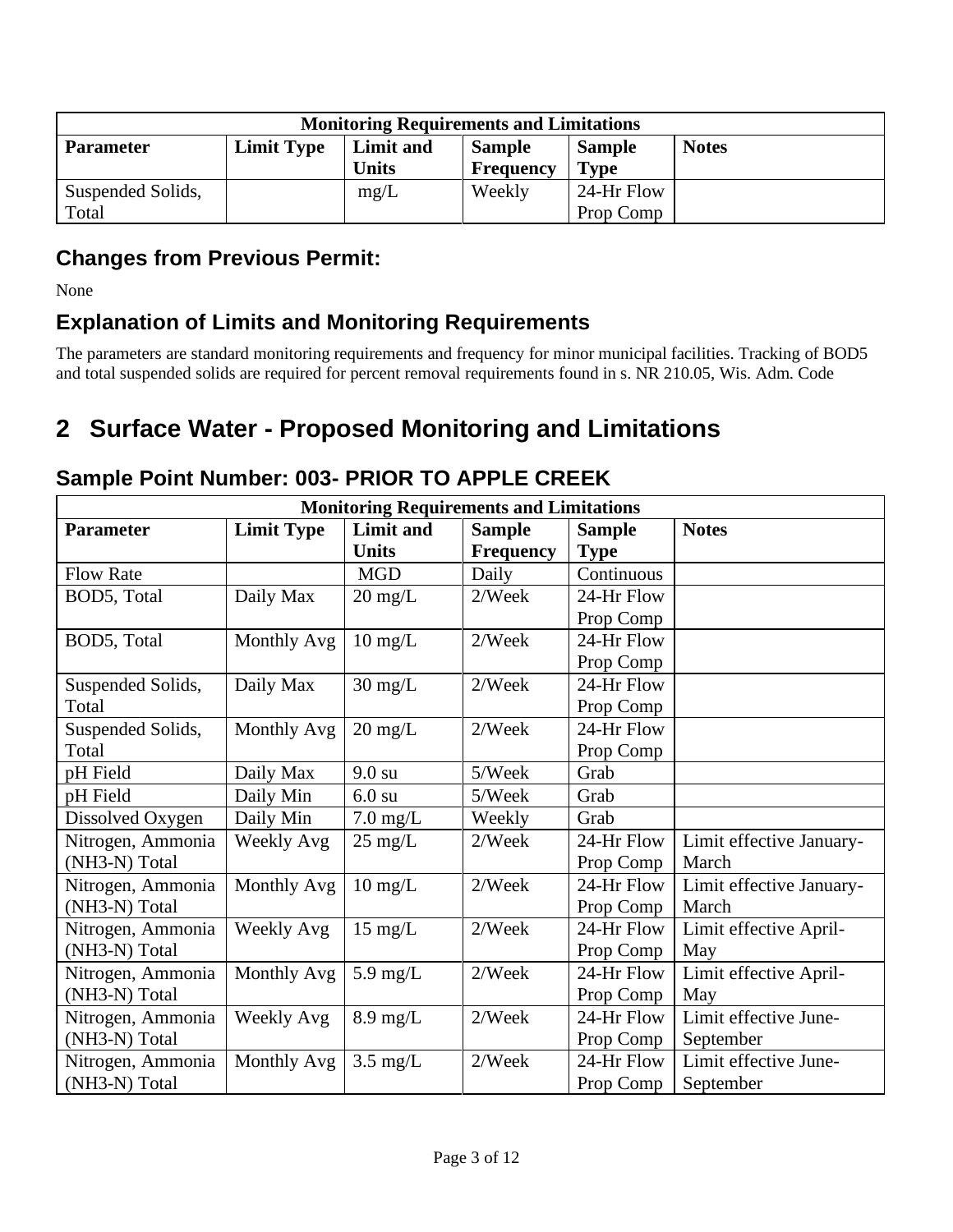| Monitoring Requirements and Limitations | | | | | |
|---|---|---|---|---|---|
| **Parameter** | **Limit Type** | **Limit and Units** | **Sample Frequency** | **Sample Type** | **Notes** |
| Suspended Solids, Total | | mg/L | Weekly | 24-Hr Flow Prop Comp | |

### Changes from Previous Permit:

None

### Explanation of Limits and Monitoring Requirements

The parameters are standard monitoring requirements and frequency for minor municipal facilities. Tracking of BOD5 and total suspended solids are required for percent removal requirements found in s. NR 210.05, Wis. Adm. Code

# 2 Surface Water - Proposed Monitoring and Limitations

## Sample Point Number: 003- PRIOR TO APPLE CREEK

| Monitoring Requirements and Limitations | | | | | |
|---|---|---|---|---|---|
| **Parameter** | **Limit Type** | **Limit and Units** | **Sample Frequency** | **Sample Type** | **Notes** |
| Flow Rate | | MGD | Daily | Continuous | |
| BOD5, Total | Daily Max | 20 mg/L | 2/Week | 24-Hr Flow Prop Comp | |
| BOD5, Total | Monthly Avg | 10 mg/L | 2/Week | 24-Hr Flow Prop Comp | |
| Suspended Solids, Total | Daily Max | 30 mg/L | 2/Week | 24-Hr Flow Prop Comp | |
| Suspended Solids, Total | Monthly Avg | 20 mg/L | 2/Week | 24-Hr Flow Prop Comp | |
| pH Field | Daily Max | 9.0 su | 5/Week | Grab | |
| pH Field | Daily Min | 6.0 su | 5/Week | Grab | |
| Dissolved Oxygen | Daily Min | 7.0 mg/L | Weekly | Grab | |
| Nitrogen, Ammonia (NH3-N) Total | Weekly Avg | 25 mg/L | 2/Week | 24-Hr Flow Prop Comp | Limit effective January-March |
| Nitrogen, Ammonia (NH3-N) Total | Monthly Avg | 10 mg/L | 2/Week | 24-Hr Flow Prop Comp | Limit effective January-March |
| Nitrogen, Ammonia (NH3-N) Total | Weekly Avg | 15 mg/L | 2/Week | 24-Hr Flow Prop Comp | Limit effective April-May |
| Nitrogen, Ammonia (NH3-N) Total | Monthly Avg | 5.9 mg/L | 2/Week | 24-Hr Flow Prop Comp | Limit effective April-May |
| Nitrogen, Ammonia (NH3-N) Total | Weekly Avg | 8.9 mg/L | 2/Week | 24-Hr Flow Prop Comp | Limit effective June-September |
| Nitrogen, Ammonia (NH3-N) Total | Monthly Avg | 3.5 mg/L | 2/Week | 24-Hr Flow Prop Comp | Limit effective June-September |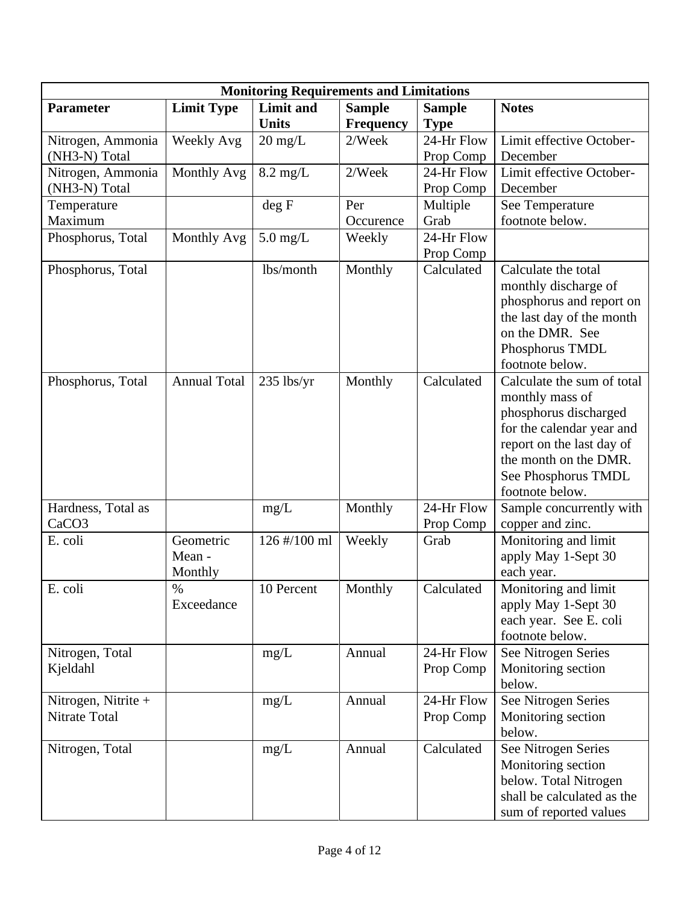| Monitoring Requirements and Limitations | | | | | |
|---|---|---|---|---|---|
| **Parameter** | **Limit Type** | **Limit and Units** | **Sample Frequency** | **Sample Type** | **Notes** |
| Nitrogen, Ammonia (NH3-N) Total | Weekly Avg | 20 mg/L | 2/Week | 24-Hr Flow Prop Comp | Limit effective October-December |
| Nitrogen, Ammonia (NH3-N) Total | Monthly Avg | 8.2 mg/L | 2/Week | 24-Hr Flow Prop Comp | Limit effective October-December |
| Temperature Maximum | | deg F | Per Occurence | Multiple Grab | See Temperature footnote below. |
| Phosphorus, Total | Monthly Avg | 5.0 mg/L | Weekly | 24-Hr Flow Prop Comp | |
| Phosphorus, Total | | lbs/month | Monthly | Calculated | Calculate the total monthly discharge of phosphorus and report on the last day of the month on the DMR. See Phosphorus TMDL footnote below. |
| Phosphorus, Total | Annual Total | 235 lbs/yr | Monthly | Calculated | Calculate the sum of total monthly mass of phosphorus discharged for the calendar year and report on the last day of the month on the DMR. See Phosphorus TMDL footnote below. |
| Hardness, Total as CaCO3 | | mg/L | Monthly | 24-Hr Flow Prop Comp | Sample concurrently with copper and zinc. |
| E. coli | Geometric Mean - Monthly | 126 #/100 ml | Weekly | Grab | Monitoring and limit apply May 1-Sept 30 each year. |
| E. coli | % Exceedance | 10 Percent | Monthly | Calculated | Monitoring and limit apply May 1-Sept 30 each year. See E. coli footnote below. |
| Nitrogen, Total Kjeldahl | | mg/L | Annual | 24-Hr Flow Prop Comp | See Nitrogen Series Monitoring section below. |
| Nitrogen, Nitrite + Nitrate Total | | mg/L | Annual | 24-Hr Flow Prop Comp | See Nitrogen Series Monitoring section below. |
| Nitrogen, Total | | mg/L | Annual | Calculated | See Nitrogen Series Monitoring section below. Total Nitrogen shall be calculated as the sum of reported values |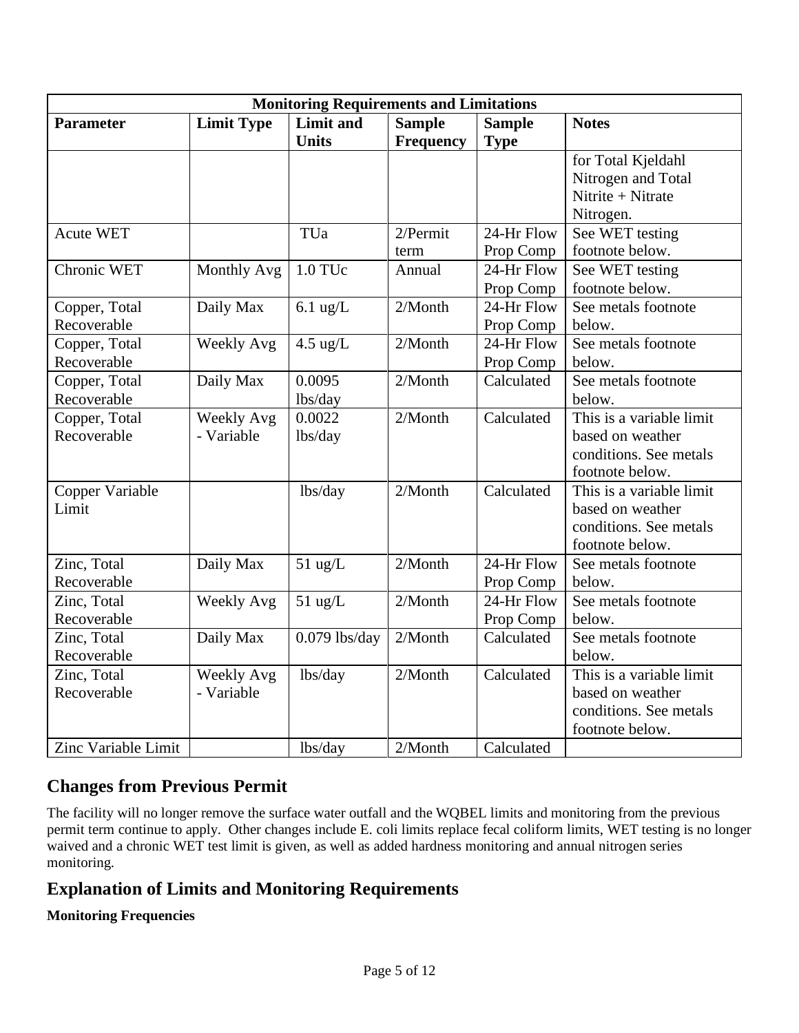| Monitoring Requirements and Limitations | | | | | |
|---|---|---|---|---|---|
| **Parameter** | **Limit Type** | **Limit and Units** | **Sample Frequency** | **Sample Type** | **Notes** |
| | | | | | for Total Kjeldahl Nitrogen and Total Nitrite + Nitrate Nitrogen. |
| Acute WET | | TUa | 2/Permit term | 24-Hr Flow Prop Comp | See WET testing footnote below. |
| Chronic WET | Monthly Avg | 1.0 TUc | Annual | 24-Hr Flow Prop Comp | See WET testing footnote below. |
| Copper, Total Recoverable | Daily Max | 6.1 ug/L | 2/Month | 24-Hr Flow Prop Comp | See metals footnote below. |
| Copper, Total Recoverable | Weekly Avg | 4.5 ug/L | 2/Month | 24-Hr Flow Prop Comp | See metals footnote below. |
| Copper, Total Recoverable | Daily Max | 0.0095 lbs/day | 2/Month | Calculated | See metals footnote below. |
| Copper, Total Recoverable | Weekly Avg - Variable | 0.0022 lbs/day | 2/Month | Calculated | This is a variable limit based on weather conditions. See metals footnote below. |
| Copper Variable Limit | | lbs/day | 2/Month | Calculated | This is a variable limit based on weather conditions. See metals footnote below. |
| Zinc, Total Recoverable | Daily Max | 51 ug/L | 2/Month | 24-Hr Flow Prop Comp | See metals footnote below. |
| Zinc, Total Recoverable | Weekly Avg | 51 ug/L | 2/Month | 24-Hr Flow Prop Comp | See metals footnote below. |
| Zinc, Total Recoverable | Daily Max | 0.079 lbs/day | 2/Month | Calculated | See metals footnote below. |
| Zinc, Total Recoverable | Weekly Avg - Variable | lbs/day | 2/Month | Calculated | This is a variable limit based on weather conditions. See metals footnote below. |
| Zinc Variable Limit | | lbs/day | 2/Month | Calculated | |

## Changes from Previous Permit

The facility will no longer remove the surface water outfall and the WQBEL limits and monitoring from the previous permit term continue to apply. Other changes include E. coli limits replace fecal coliform limits, WET testing is no longer waived and a chronic WET test limit is given, as well as added hardness monitoring and annual nitrogen series monitoring.

## Explanation of Limits and Monitoring Requirements

**Monitoring Frequencies**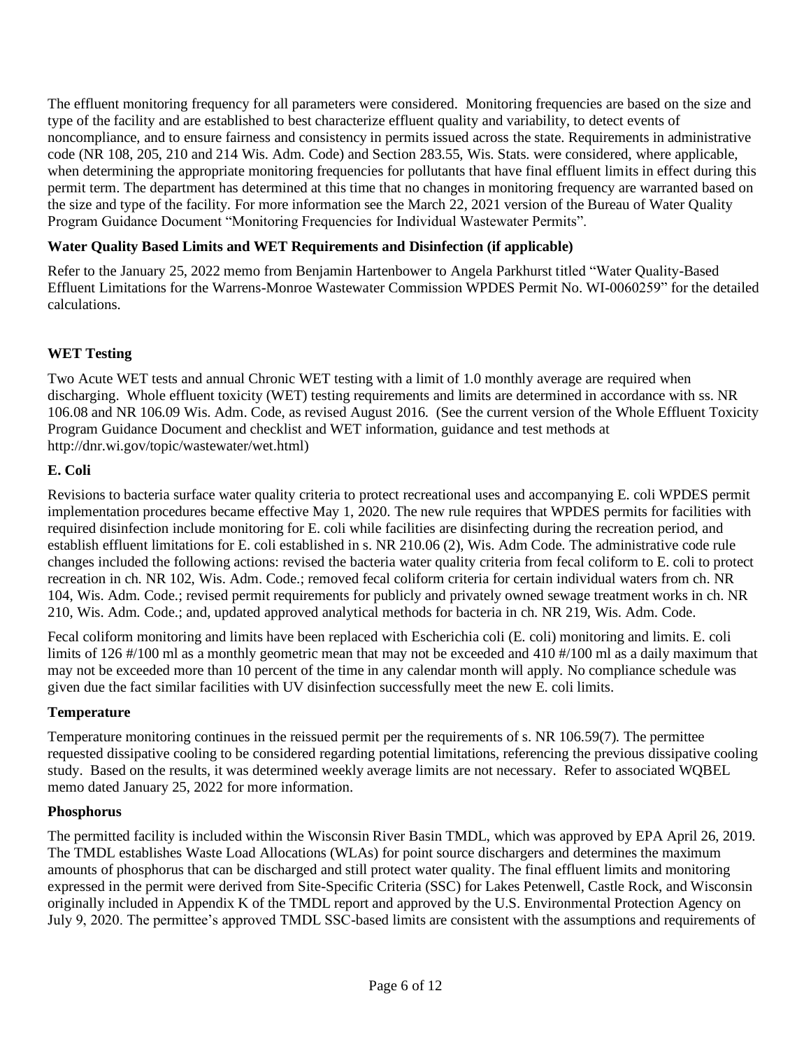The effluent monitoring frequency for all parameters were considered. Monitoring frequencies are based on the size and type of the facility and are established to best characterize effluent quality and variability, to detect events of noncompliance, and to ensure fairness and consistency in permits issued across the state. Requirements in administrative code (NR 108, 205, 210 and 214 Wis. Adm. Code) and Section 283.55, Wis. Stats. were considered, where applicable, when determining the appropriate monitoring frequencies for pollutants that have final effluent limits in effect during this permit term. The department has determined at this time that no changes in monitoring frequency are warranted based on the size and type of the facility. For more information see the March 22, 2021 version of the Bureau of Water Quality Program Guidance Document "Monitoring Frequencies for Individual Wastewater Permits".

**Water Quality Based Limits and WET Requirements and Disinfection (if applicable)**

Refer to the January 25, 2022 memo from Benjamin Hartenbower to Angela Parkhurst titled "Water Quality-Based Effluent Limitations for the Warrens-Monroe Wastewater Commission WPDES Permit No. WI-0060259" for the detailed calculations.

**WET Testing**

Two Acute WET tests and annual Chronic WET testing with a limit of 1.0 monthly average are required when discharging. Whole effluent toxicity (WET) testing requirements and limits are determined in accordance with ss. NR 106.08 and NR 106.09 Wis. Adm. Code, as revised August 2016. (See the current version of the Whole Effluent Toxicity Program Guidance Document and checklist and WET information, guidance and test methods at http://dnr.wi.gov/topic/wastewater/wet.html)

**E. Coli**

Revisions to bacteria surface water quality criteria to protect recreational uses and accompanying E. coli WPDES permit implementation procedures became effective May 1, 2020. The new rule requires that WPDES permits for facilities with required disinfection include monitoring for E. coli while facilities are disinfecting during the recreation period, and establish effluent limitations for E. coli established in s. NR 210.06 (2), Wis. Adm Code. The administrative code rule changes included the following actions: revised the bacteria water quality criteria from fecal coliform to E. coli to protect recreation in ch. NR 102, Wis. Adm. Code.; removed fecal coliform criteria for certain individual waters from ch. NR 104, Wis. Adm. Code.; revised permit requirements for publicly and privately owned sewage treatment works in ch. NR 210, Wis. Adm. Code.; and, updated approved analytical methods for bacteria in ch. NR 219, Wis. Adm. Code.

Fecal coliform monitoring and limits have been replaced with Escherichia coli (E. coli) monitoring and limits. E. coli limits of 126 #/100 ml as a monthly geometric mean that may not be exceeded and 410 #/100 ml as a daily maximum that may not be exceeded more than 10 percent of the time in any calendar month will apply. No compliance schedule was given due the fact similar facilities with UV disinfection successfully meet the new E. coli limits.

**Temperature**

Temperature monitoring continues in the reissued permit per the requirements of s. NR 106.59(7). The permittee requested dissipative cooling to be considered regarding potential limitations, referencing the previous dissipative cooling study. Based on the results, it was determined weekly average limits are not necessary. Refer to associated WQBEL memo dated January 25, 2022 for more information.

**Phosphorus**

The permitted facility is included within the Wisconsin River Basin TMDL, which was approved by EPA April 26, 2019. The TMDL establishes Waste Load Allocations (WLAs) for point source dischargers and determines the maximum amounts of phosphorus that can be discharged and still protect water quality. The final effluent limits and monitoring expressed in the permit were derived from Site-Specific Criteria (SSC) for Lakes Petenwell, Castle Rock, and Wisconsin originally included in Appendix K of the TMDL report and approved by the U.S. Environmental Protection Agency on July 9, 2020. The permittee's approved TMDL SSC-based limits are consistent with the assumptions and requirements of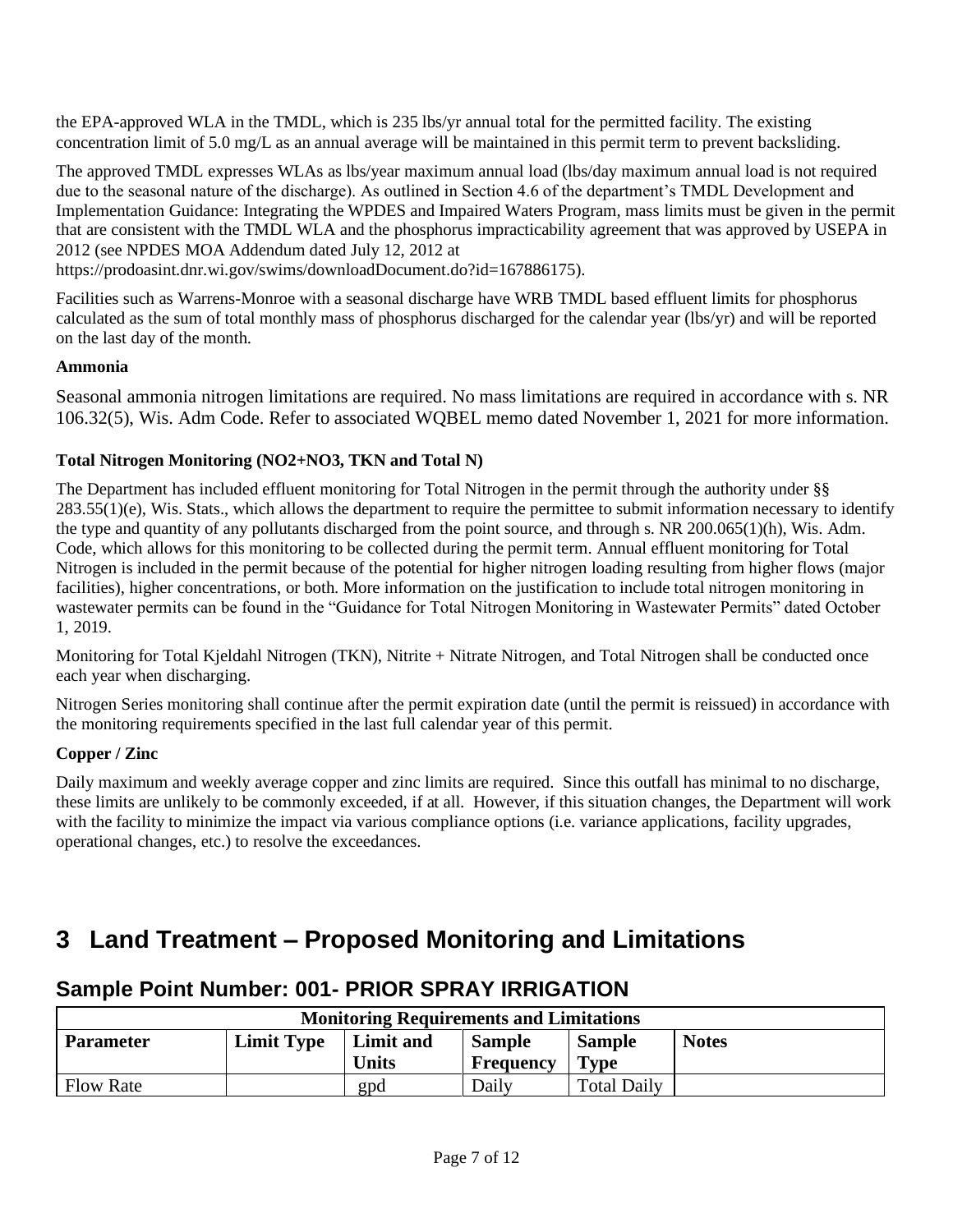the EPA-approved WLA in the TMDL, which is 235 lbs/yr annual total for the permitted facility. The existing concentration limit of 5.0 mg/L as an annual average will be maintained in this permit term to prevent backsliding.

The approved TMDL expresses WLAs as lbs/year maximum annual load (lbs/day maximum annual load is not required due to the seasonal nature of the discharge). As outlined in Section 4.6 of the department's TMDL Development and Implementation Guidance: Integrating the WPDES and Impaired Waters Program, mass limits must be given in the permit that are consistent with the TMDL WLA and the phosphorus impracticability agreement that was approved by USEPA in 2012 (see NPDES MOA Addendum dated July 12, 2012 at https://prodoasint.dnr.wi.gov/swims/downloadDocument.do?id=167886175).

Facilities such as Warrens-Monroe with a seasonal discharge have WRB TMDL based effluent limits for phosphorus calculated as the sum of total monthly mass of phosphorus discharged for the calendar year (lbs/yr) and will be reported on the last day of the month.

**Ammonia**

Seasonal ammonia nitrogen limitations are required. No mass limitations are required in accordance with s. NR 106.32(5), Wis. Adm Code. Refer to associated WQBEL memo dated November 1, 2021 for more information.

**Total Nitrogen Monitoring (NO2+NO3, TKN and Total N)**

The Department has included effluent monitoring for Total Nitrogen in the permit through the authority under §§ 283.55(1)(e), Wis. Stats., which allows the department to require the permittee to submit information necessary to identify the type and quantity of any pollutants discharged from the point source, and through s. NR 200.065(1)(h), Wis. Adm. Code, which allows for this monitoring to be collected during the permit term. Annual effluent monitoring for Total Nitrogen is included in the permit because of the potential for higher nitrogen loading resulting from higher flows (major facilities), higher concentrations, or both. More information on the justification to include total nitrogen monitoring in wastewater permits can be found in the "Guidance for Total Nitrogen Monitoring in Wastewater Permits" dated October 1, 2019.

Monitoring for Total Kjeldahl Nitrogen (TKN), Nitrite + Nitrate Nitrogen, and Total Nitrogen shall be conducted once each year when discharging.

Nitrogen Series monitoring shall continue after the permit expiration date (until the permit is reissued) in accordance with the monitoring requirements specified in the last full calendar year of this permit.

**Copper / Zinc**

Daily maximum and weekly average copper and zinc limits are required. Since this outfall has minimal to no discharge, these limits are unlikely to be commonly exceeded, if at all. However, if this situation changes, the Department will work with the facility to minimize the impact via various compliance options (i.e. variance applications, facility upgrades, operational changes, etc.) to resolve the exceedances.

# 3 Land Treatment – Proposed Monitoring and Limitations

## Sample Point Number: 001- PRIOR SPRAY IRRIGATION

| Monitoring Requirements and Limitations | | | | | |
|---|---|---|---|---|---|
| **Parameter** | **Limit Type** | **Limit and Units** | **Sample Frequency** | **Sample Type** | **Notes** |
| Flow Rate | | gpd | Daily | Total Daily | |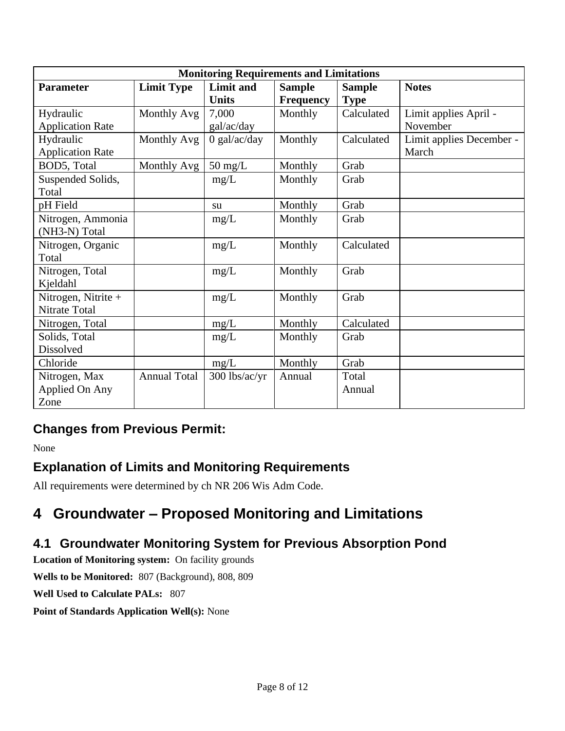| Monitoring Requirements and Limitations | | | | | |
|---|---|---|---|---|---|
| **Parameter** | **Limit Type** | **Limit and Units** | **Sample Frequency** | **Sample Type** | **Notes** |
| Hydraulic Application Rate | Monthly Avg | 7,000 gal/ac/day | Monthly | Calculated | Limit applies April - November |
| Hydraulic Application Rate | Monthly Avg | 0 gal/ac/day | Monthly | Calculated | Limit applies December - March |
| BOD5, Total | Monthly Avg | 50 mg/L | Monthly | Grab | |
| Suspended Solids, Total | | mg/L | Monthly | Grab | |
| pH Field | | su | Monthly | Grab | |
| Nitrogen, Ammonia (NH3-N) Total | | mg/L | Monthly | Grab | |
| Nitrogen, Organic Total | | mg/L | Monthly | Calculated | |
| Nitrogen, Total Kjeldahl | | mg/L | Monthly | Grab | |
| Nitrogen, Nitrite + Nitrate Total | | mg/L | Monthly | Grab | |
| Nitrogen, Total | | mg/L | Monthly | Calculated | |
| Solids, Total Dissolved | | mg/L | Monthly | Grab | |
| Chloride | | mg/L | Monthly | Grab | |
| Nitrogen, Max Applied On Any Zone | Annual Total | 300 lbs/ac/yr | Annual | Total Annual | |

### Changes from Previous Permit:

None

### Explanation of Limits and Monitoring Requirements

All requirements were determined by ch NR 206 Wis Adm Code.

# 4 Groundwater – Proposed Monitoring and Limitations

## 4.1 Groundwater Monitoring System for Previous Absorption Pond

**Location of Monitoring system:** On facility grounds

**Wells to be Monitored:** 807 (Background), 808, 809

**Well Used to Calculate PALs:** 807

**Point of Standards Application Well(s):** None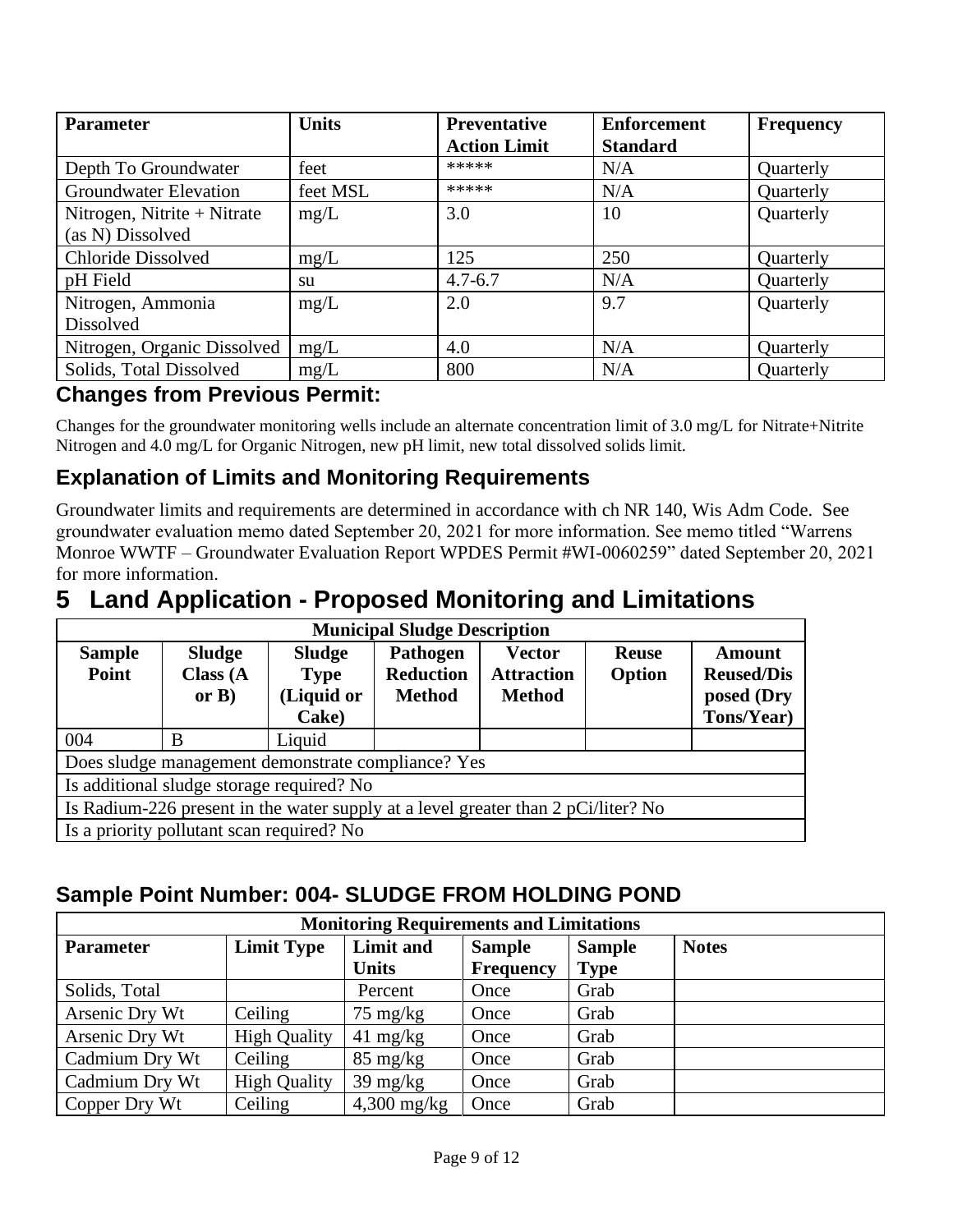| Parameter | Units | Preventative Action Limit | Enforcement Standard | Frequency |
|---|---|---|---|---|
| Depth To Groundwater | feet | ***** | N/A | Quarterly |
| Groundwater Elevation | feet MSL | ***** | N/A | Quarterly |
| Nitrogen, Nitrite + Nitrate (as N) Dissolved | mg/L | 3.0 | 10 | Quarterly |
| Chloride Dissolved | mg/L | 125 | 250 | Quarterly |
| pH Field | su | 4.7-6.7 | N/A | Quarterly |
| Nitrogen, Ammonia Dissolved | mg/L | 2.0 | 9.7 | Quarterly |
| Nitrogen, Organic Dissolved | mg/L | 4.0 | N/A | Quarterly |
| Solids, Total Dissolved | mg/L | 800 | N/A | Quarterly |

### Changes from Previous Permit:

Changes for the groundwater monitoring wells include an alternate concentration limit of 3.0 mg/L for Nitrate+Nitrite Nitrogen and 4.0 mg/L for Organic Nitrogen, new pH limit, new total dissolved solids limit.

### Explanation of Limits and Monitoring Requirements

Groundwater limits and requirements are determined in accordance with ch NR 140, Wis Adm Code. See groundwater evaluation memo dated September 20, 2021 for more information. See memo titled "Warrens Monroe WWTF – Groundwater Evaluation Report WPDES Permit #WI-0060259" dated September 20, 2021 for more information.

# 5 Land Application - Proposed Monitoring and Limitations

| Municipal Sludge Description | | | | | | |
|---|---|---|---|---|---|---|
| **Sample Point** | **Sludge Class (A or B)** | **Sludge Type (Liquid or Cake)** | **Pathogen Reduction Method** | **Vector Attraction Method** | **Reuse Option** | **Amount Reused/Disposed (Dry Tons/Year)** |
| 004 | B | Liquid | | | | |
| Does sludge management demonstrate compliance? Yes | | | | | | |
| Is additional sludge storage required? No | | | | | | |
| Is Radium-226 present in the water supply at a level greater than 2 pCi/liter? No | | | | | | |
| Is a priority pollutant scan required? No | | | | | | |

### Sample Point Number: 004- SLUDGE FROM HOLDING POND

| Monitoring Requirements and Limitations | | | | | |
|---|---|---|---|---|---|
| **Parameter** | **Limit Type** | **Limit and Units** | **Sample Frequency** | **Sample Type** | **Notes** |
| Solids, Total | | Percent | Once | Grab | |
| Arsenic Dry Wt | Ceiling | 75 mg/kg | Once | Grab | |
| Arsenic Dry Wt | High Quality | 41 mg/kg | Once | Grab | |
| Cadmium Dry Wt | Ceiling | 85 mg/kg | Once | Grab | |
| Cadmium Dry Wt | High Quality | 39 mg/kg | Once | Grab | |
| Copper Dry Wt | Ceiling | 4,300 mg/kg | Once | Grab | |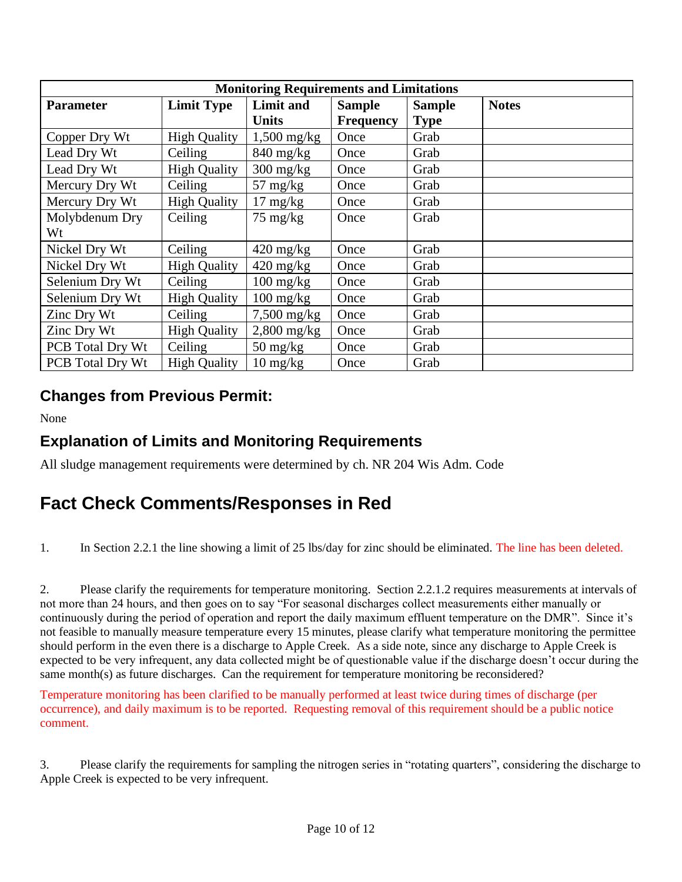| Monitoring Requirements and Limitations | | | | | |
|---|---|---|---|---|---|
| **Parameter** | **Limit Type** | **Limit and Units** | **Sample Frequency** | **Sample Type** | **Notes** |
| Copper Dry Wt | High Quality | 1,500 mg/kg | Once | Grab | |
| Lead Dry Wt | Ceiling | 840 mg/kg | Once | Grab | |
| Lead Dry Wt | High Quality | 300 mg/kg | Once | Grab | |
| Mercury Dry Wt | Ceiling | 57 mg/kg | Once | Grab | |
| Mercury Dry Wt | High Quality | 17 mg/kg | Once | Grab | |
| Molybdenum Dry Wt | Ceiling | 75 mg/kg | Once | Grab | |
| Nickel Dry Wt | Ceiling | 420 mg/kg | Once | Grab | |
| Nickel Dry Wt | High Quality | 420 mg/kg | Once | Grab | |
| Selenium Dry Wt | Ceiling | 100 mg/kg | Once | Grab | |
| Selenium Dry Wt | High Quality | 100 mg/kg | Once | Grab | |
| Zinc Dry Wt | Ceiling | 7,500 mg/kg | Once | Grab | |
| Zinc Dry Wt | High Quality | 2,800 mg/kg | Once | Grab | |
| PCB Total Dry Wt | Ceiling | 50 mg/kg | Once | Grab | |
| PCB Total Dry Wt | High Quality | 10 mg/kg | Once | Grab | |

### Changes from Previous Permit:

None

### Explanation of Limits and Monitoring Requirements

All sludge management requirements were determined by ch. NR 204 Wis Adm. Code

## Fact Check Comments/Responses in Red

1. In Section 2.2.1 the line showing a limit of 25 lbs/day for zinc should be eliminated. The line has been deleted.

2. Please clarify the requirements for temperature monitoring. Section 2.2.1.2 requires measurements at intervals of not more than 24 hours, and then goes on to say "For seasonal discharges collect measurements either manually or continuously during the period of operation and report the daily maximum effluent temperature on the DMR". Since it's not feasible to manually measure temperature every 15 minutes, please clarify what temperature monitoring the permittee should perform in the even there is a discharge to Apple Creek. As a side note, since any discharge to Apple Creek is expected to be very infrequent, any data collected might be of questionable value if the discharge doesn't occur during the same month(s) as future discharges. Can the requirement for temperature monitoring be reconsidered?

Temperature monitoring has been clarified to be manually performed at least twice during times of discharge (per occurrence), and daily maximum is to be reported. Requesting removal of this requirement should be a public notice comment.

3. Please clarify the requirements for sampling the nitrogen series in "rotating quarters", considering the discharge to Apple Creek is expected to be very infrequent.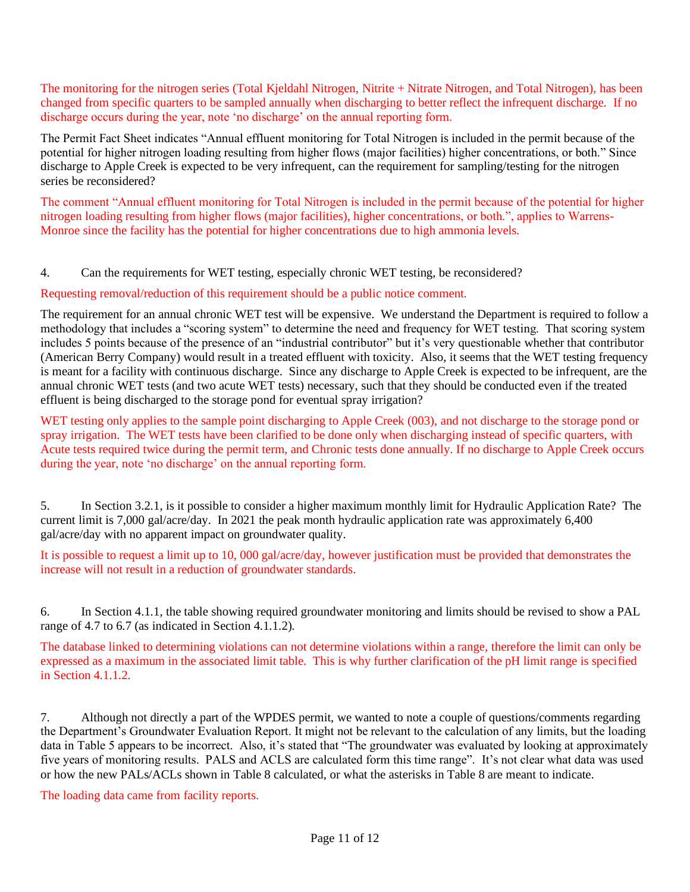The monitoring for the nitrogen series (Total Kjeldahl Nitrogen, Nitrite + Nitrate Nitrogen, and Total Nitrogen), has been changed from specific quarters to be sampled annually when discharging to better reflect the infrequent discharge. If no discharge occurs during the year, note 'no discharge' on the annual reporting form.

The Permit Fact Sheet indicates "Annual effluent monitoring for Total Nitrogen is included in the permit because of the potential for higher nitrogen loading resulting from higher flows (major facilities) higher concentrations, or both." Since discharge to Apple Creek is expected to be very infrequent, can the requirement for sampling/testing for the nitrogen series be reconsidered?

The comment "Annual effluent monitoring for Total Nitrogen is included in the permit because of the potential for higher nitrogen loading resulting from higher flows (major facilities), higher concentrations, or both.", applies to Warrens-Monroe since the facility has the potential for higher concentrations due to high ammonia levels.

4. Can the requirements for WET testing, especially chronic WET testing, be reconsidered?

Requesting removal/reduction of this requirement should be a public notice comment.

The requirement for an annual chronic WET test will be expensive. We understand the Department is required to follow a methodology that includes a "scoring system" to determine the need and frequency for WET testing. That scoring system includes 5 points because of the presence of an "industrial contributor" but it's very questionable whether that contributor (American Berry Company) would result in a treated effluent with toxicity. Also, it seems that the WET testing frequency is meant for a facility with continuous discharge. Since any discharge to Apple Creek is expected to be infrequent, are the annual chronic WET tests (and two acute WET tests) necessary, such that they should be conducted even if the treated effluent is being discharged to the storage pond for eventual spray irrigation?

WET testing only applies to the sample point discharging to Apple Creek (003), and not discharge to the storage pond or spray irrigation. The WET tests have been clarified to be done only when discharging instead of specific quarters, with Acute tests required twice during the permit term, and Chronic tests done annually. If no discharge to Apple Creek occurs during the year, note 'no discharge' on the annual reporting form.

5. In Section 3.2.1, is it possible to consider a higher maximum monthly limit for Hydraulic Application Rate? The current limit is 7,000 gal/acre/day. In 2021 the peak month hydraulic application rate was approximately 6,400 gal/acre/day with no apparent impact on groundwater quality.

It is possible to request a limit up to 10, 000 gal/acre/day, however justification must be provided that demonstrates the increase will not result in a reduction of groundwater standards.

6. In Section 4.1.1, the table showing required groundwater monitoring and limits should be revised to show a PAL range of 4.7 to 6.7 (as indicated in Section 4.1.1.2).

The database linked to determining violations can not determine violations within a range, therefore the limit can only be expressed as a maximum in the associated limit table. This is why further clarification of the pH limit range is specified in Section 4.1.1.2.

7. Although not directly a part of the WPDES permit, we wanted to note a couple of questions/comments regarding the Department's Groundwater Evaluation Report. It might not be relevant to the calculation of any limits, but the loading data in Table 5 appears to be incorrect. Also, it's stated that "The groundwater was evaluated by looking at approximately five years of monitoring results. PALS and ACLS are calculated form this time range". It's not clear what data was used or how the new PALs/ACLs shown in Table 8 calculated, or what the asterisks in Table 8 are meant to indicate.

The loading data came from facility reports.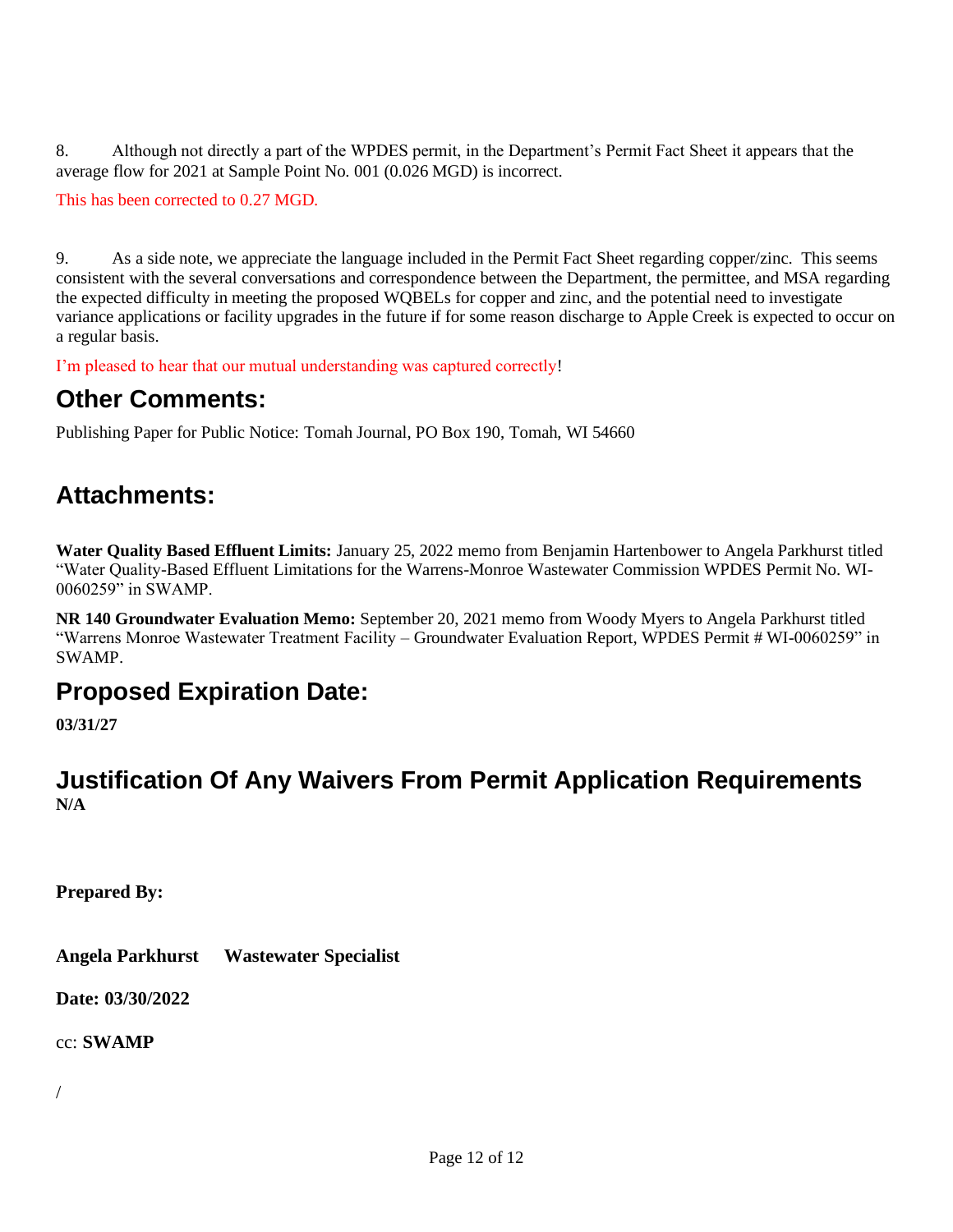8. Although not directly a part of the WPDES permit, in the Department's Permit Fact Sheet it appears that the average flow for 2021 at Sample Point No. 001 (0.026 MGD) is incorrect.

This has been corrected to 0.27 MGD.

9. As a side note, we appreciate the language included in the Permit Fact Sheet regarding copper/zinc. This seems consistent with the several conversations and correspondence between the Department, the permittee, and MSA regarding the expected difficulty in meeting the proposed WQBELs for copper and zinc, and the potential need to investigate variance applications or facility upgrades in the future if for some reason discharge to Apple Creek is expected to occur on a regular basis.

I'm pleased to hear that our mutual understanding was captured correctly!

## Other Comments:

Publishing Paper for Public Notice: Tomah Journal, PO Box 190, Tomah, WI 54660

## Attachments:

**Water Quality Based Effluent Limits:** January 25, 2022 memo from Benjamin Hartenbower to Angela Parkhurst titled "Water Quality-Based Effluent Limitations for the Warrens-Monroe Wastewater Commission WPDES Permit No. WI-0060259" in SWAMP.

**NR 140 Groundwater Evaluation Memo:** September 20, 2021 memo from Woody Myers to Angela Parkhurst titled "Warrens Monroe Wastewater Treatment Facility – Groundwater Evaluation Report, WPDES Permit # WI-0060259" in SWAMP.

## Proposed Expiration Date:

**03/31/27**

## Justification Of Any Waivers From Permit Application Requirements

**N/A**

**Prepared By:**

**Angela Parkhurst Wastewater Specialist**

**Date: 03/30/2022**

cc: **SWAMP**

/